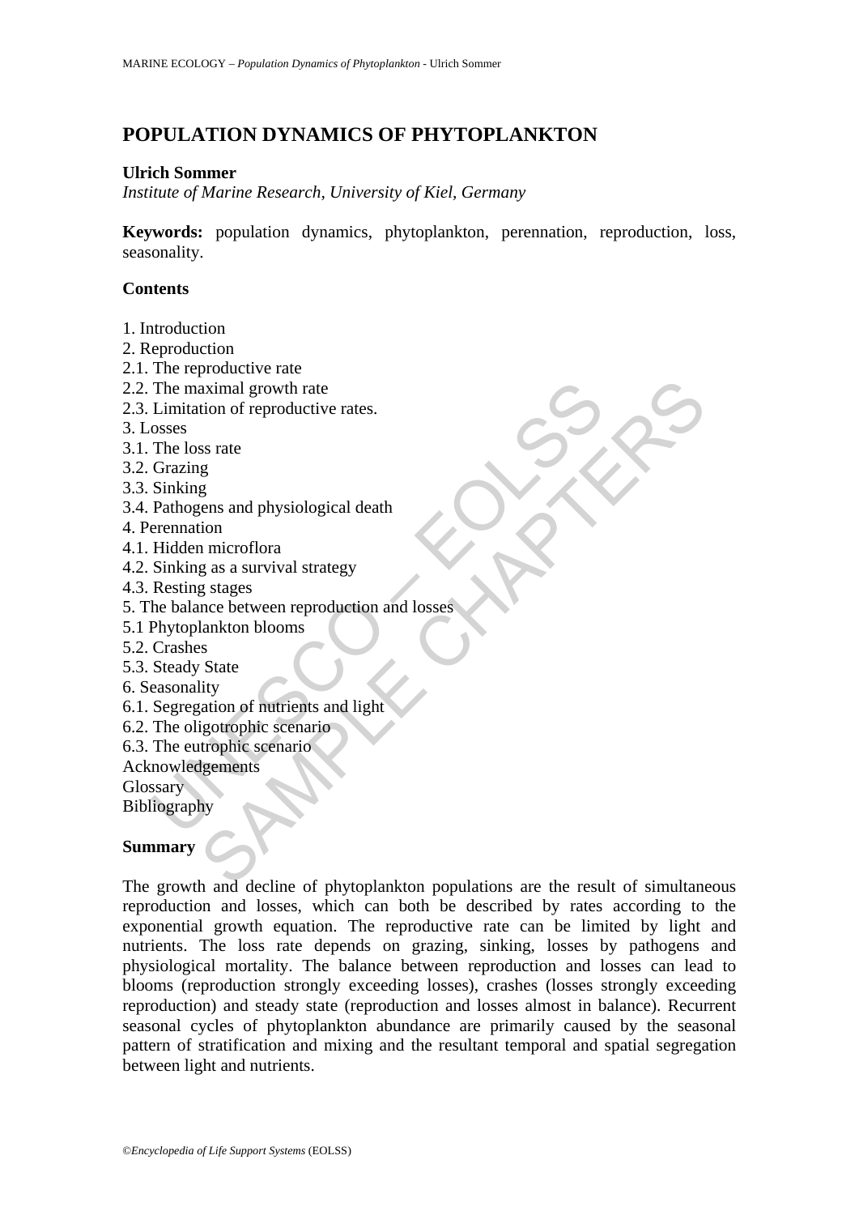# POPULATION DYNAMICS OF PHYTOPLANKTON

**Ulrich Sommer**

*Institute of Marine Research, University of Kiel, Germany*

**Keywords:** population dynamics, phytoplankton, perennation, reproduction, loss, seasonality.

## Contents

1. Introduction
2. Reproduction
2.1. The reproductive rate
2.2. The maximal growth rate
2.3. Limitation of reproductive rates.
3. Losses
3.1. The loss rate
3.2. Grazing
3.3. Sinking
3.4. Pathogens and physiological death
4. Perennation
4.1. Hidden microflora
4.2. Sinking as a survival strategy
4.3. Resting stages
5. The balance between reproduction and losses
5.1 Phytoplankton blooms
5.2. Crashes
5.3. Steady State
6. Seasonality
6.1. Segregation of nutrients and light
6.2. The oligotrophic scenario
6.3. The eutrophic scenario
Acknowledgements
Glossary
Bibliography

## Summary

The growth and decline of phytoplankton populations are the result of simultaneous reproduction and losses, which can both be described by rates according to the exponential growth equation. The reproductive rate can be limited by light and nutrients. The loss rate depends on grazing, sinking, losses by pathogens and physiological mortality. The balance between reproduction and losses can lead to blooms (reproduction strongly exceeding losses), crashes (losses strongly exceeding reproduction) and steady state (reproduction and losses almost in balance). Recurrent seasonal cycles of phytoplankton abundance are primarily caused by the seasonal pattern of stratification and mixing and the resultant temporal and spatial segregation between light and nutrients.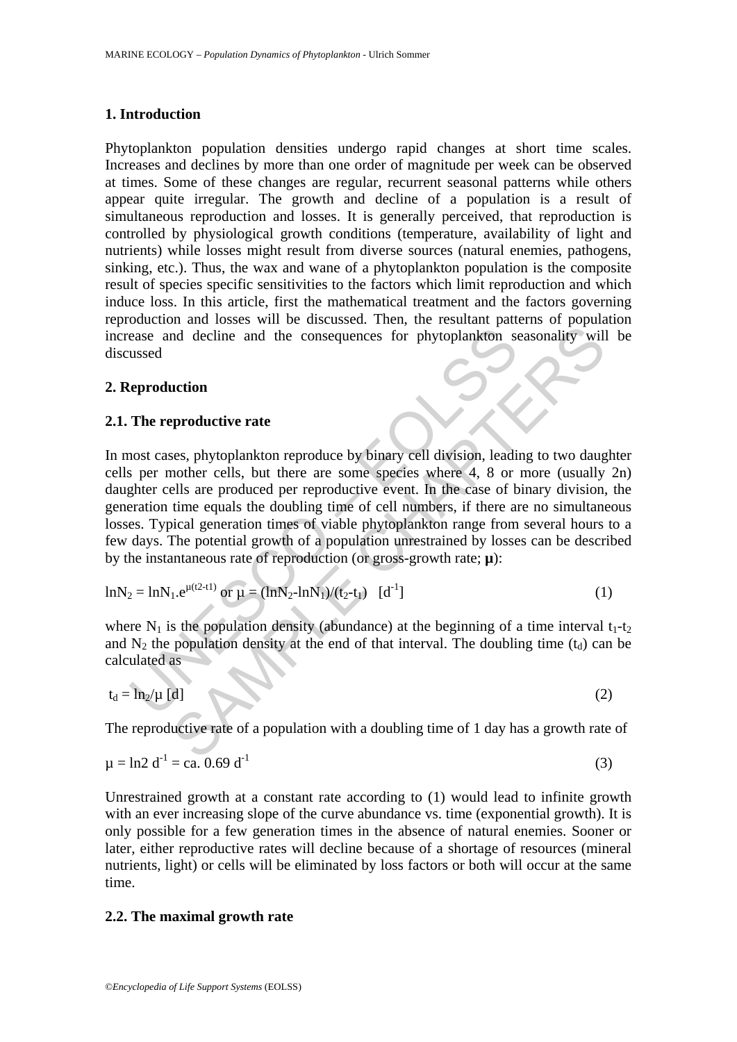## 1. Introduction

Phytoplankton population densities undergo rapid changes at short time scales. Increases and declines by more than one order of magnitude per week can be observed at times. Some of these changes are regular, recurrent seasonal patterns while others appear quite irregular. The growth and decline of a population is a result of simultaneous reproduction and losses. It is generally perceived, that reproduction is controlled by physiological growth conditions (temperature, availability of light and nutrients) while losses might result from diverse sources (natural enemies, pathogens, sinking, etc.). Thus, the wax and wane of a phytoplankton population is the composite result of species specific sensitivities to the factors which limit reproduction and which induce loss. In this article, first the mathematical treatment and the factors governing reproduction and losses will be discussed. Then, the resultant patterns of population increase and decline and the consequences for phytoplankton seasonality will be discussed

## 2. Reproduction

### 2.1. The reproductive rate

In most cases, phytoplankton reproduce by binary cell division, leading to two daughter cells per mother cells, but there are some species where 4, 8 or more (usually 2n) daughter cells are produced per reproductive event. In the case of binary division, the generation time equals the doubling time of cell numbers, if there are no simultaneous losses. Typical generation times of viable phytoplankton range from several hours to a few days. The potential growth of a population unrestrained by losses can be described by the instantaneous rate of reproduction (or gross-growth rate; **μ**):

$$\ln N_2 = \ln N_1 . e^{\mu(t2-t1)} \text{ or } \mu = (\ln N_2 - \ln N_1)/(t_2 - t_1) \quad [d^{-1}] \tag{1}$$

where $N_1$ is the population density (abundance) at the beginning of a time interval $t_1$-$t_2$ and $N_2$ the population density at the end of that interval. The doubling time ($t_d$) can be calculated as

$$t_d = \ln_2/\mu \ [d] \tag{2}$$

The reproductive rate of a population with a doubling time of 1 day has a growth rate of

$$\mu = \ln 2 \ d^{-1} = \text{ca. } 0.69 \ d^{-1} \tag{3}$$

Unrestrained growth at a constant rate according to (1) would lead to infinite growth with an ever increasing slope of the curve abundance vs. time (exponential growth). It is only possible for a few generation times in the absence of natural enemies. Sooner or later, either reproductive rates will decline because of a shortage of resources (mineral nutrients, light) or cells will be eliminated by loss factors or both will occur at the same time.

### 2.2. The maximal growth rate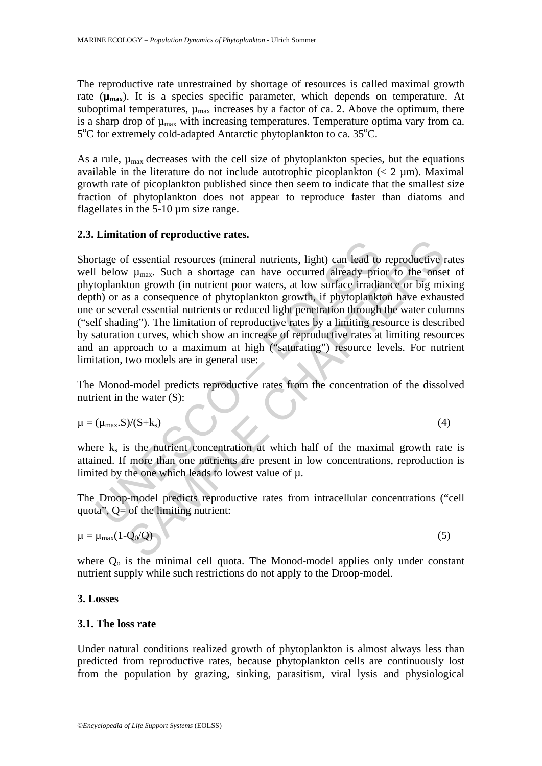The reproductive rate unrestrained by shortage of resources is called maximal growth rate (**$\mu_{max}$**). It is a species specific parameter, which depends on temperature. At suboptimal temperatures, $\mu_{max}$ increases by a factor of ca. 2. Above the optimum, there is a sharp drop of $\mu_{max}$ with increasing temperatures. Temperature optima vary from ca. 5°C for extremely cold-adapted Antarctic phytoplankton to ca. 35°C.

As a rule, $\mu_{max}$ decreases with the cell size of phytoplankton species, but the equations available in the literature do not include autotrophic picoplankton (< 2 µm). Maximal growth rate of picoplankton published since then seem to indicate that the smallest size fraction of phytoplankton does not appear to reproduce faster than diatoms and flagellates in the 5-10 µm size range.

### 2.3. Limitation of reproductive rates.

Shortage of essential resources (mineral nutrients, light) can lead to reproductive rates well below $\mu_{max}$. Such a shortage can have occurred already prior to the onset of phytoplankton growth (in nutrient poor waters, at low surface irradiance or big mixing depth) or as a consequence of phytoplankton growth, if phytoplankton have exhausted one or several essential nutrients or reduced light penetration through the water columns ("self shading"). The limitation of reproductive rates by a limiting resource is described by saturation curves, which show an increase of reproductive rates at limiting resources and an approach to a maximum at high ("saturating") resource levels. For nutrient limitation, two models are in general use:

The Monod-model predicts reproductive rates from the concentration of the dissolved nutrient in the water (S):

$$\mu = (\mu_{max}.S)/(S+k_s) \qquad (4)$$

where $k_s$ is the nutrient concentration at which half of the maximal growth rate is attained. If more than one nutrients are present in low concentrations, reproduction is limited by the one which leads to lowest value of $\mu$.

The Droop-model predicts reproductive rates from intracellular concentrations ("cell quota", Q= of the limiting nutrient:

$$\mu = \mu_{max}(1-Q_0/Q) \qquad (5)$$

where $Q_o$ is the minimal cell quota. The Monod-model applies only under constant nutrient supply while such restrictions do not apply to the Droop-model.

## 3. Losses

### 3.1. The loss rate

Under natural conditions realized growth of phytoplankton is almost always less than predicted from reproductive rates, because phytoplankton cells are continuously lost from the population by grazing, sinking, parasitism, viral lysis and physiological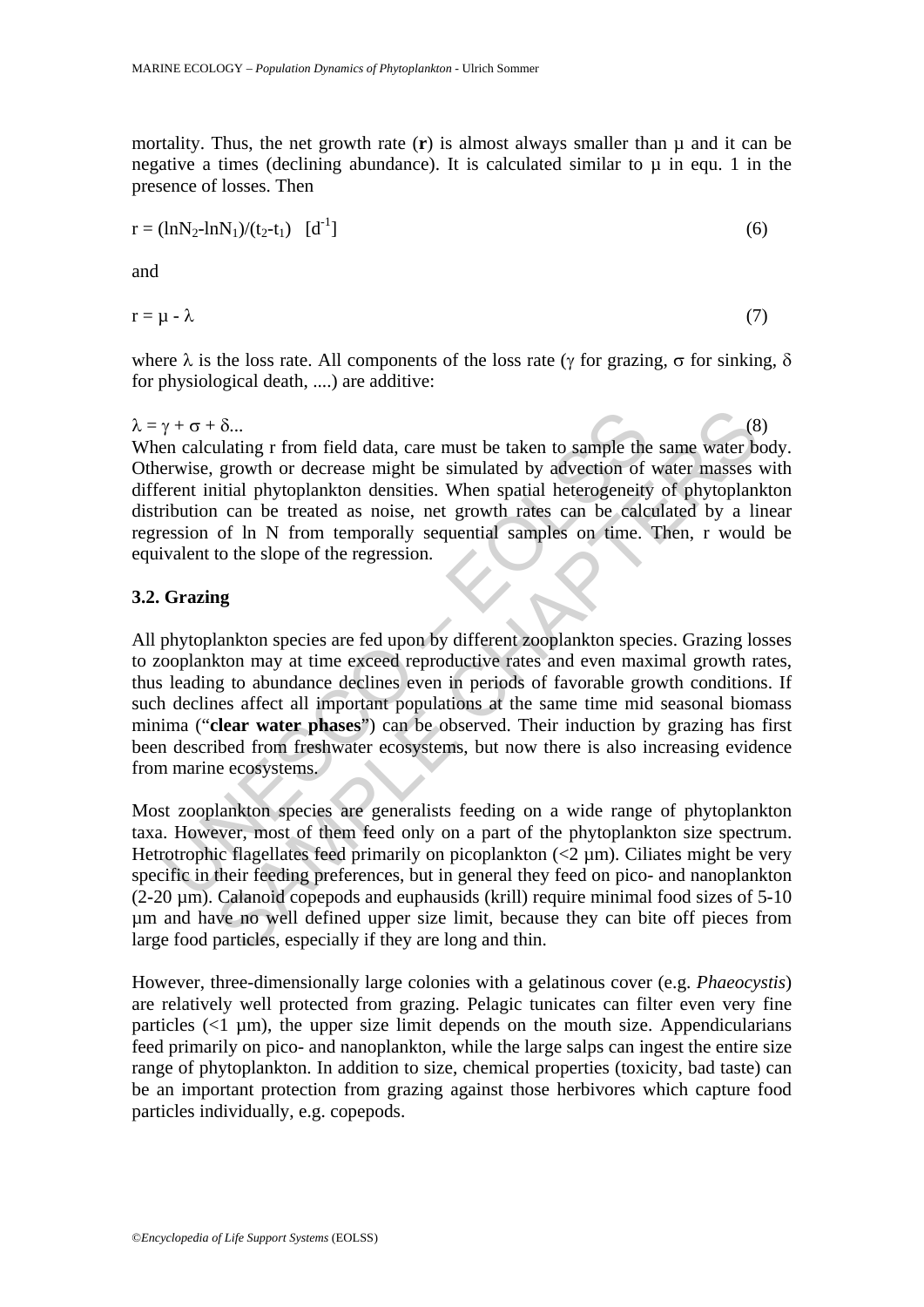mortality. Thus, the net growth rate (**r**) is almost always smaller than $\mu$ and it can be negative a times (declining abundance). It is calculated similar to $\mu$ in equ. 1 in the presence of losses. Then

$$r = (\ln N_2 - \ln N_1)/(t_2 - t_1) \quad [d^{-1}] \tag{6}$$

and

$$r = \mu - \lambda \tag{7}$$

where $\lambda$ is the loss rate. All components of the loss rate ($\gamma$ for grazing, $\sigma$ for sinking, $\delta$ for physiological death, ....) are additive:

$$\lambda = \gamma + \sigma + \delta ... \tag{8}$$

When calculating r from field data, care must be taken to sample the same water body. Otherwise, growth or decrease might be simulated by advection of water masses with different initial phytoplankton densities. When spatial heterogeneity of phytoplankton distribution can be treated as noise, net growth rates can be calculated by a linear regression of ln N from temporally sequential samples on time. Then, r would be equivalent to the slope of the regression.

### 3.2. Grazing

All phytoplankton species are fed upon by different zooplankton species. Grazing losses to zooplankton may at time exceed reproductive rates and even maximal growth rates, thus leading to abundance declines even in periods of favorable growth conditions. If such declines affect all important populations at the same time mid seasonal biomass minima ("**clear water phases**") can be observed. Their induction by grazing has first been described from freshwater ecosystems, but now there is also increasing evidence from marine ecosystems.

Most zooplankton species are generalists feeding on a wide range of phytoplankton taxa. However, most of them feed only on a part of the phytoplankton size spectrum. Hetrotrophic flagellates feed primarily on picoplankton (<2 µm). Ciliates might be very specific in their feeding preferences, but in general they feed on pico- and nanoplankton (2-20 µm). Calanoid copepods and euphausids (krill) require minimal food sizes of 5-10 µm and have no well defined upper size limit, because they can bite off pieces from large food particles, especially if they are long and thin.

However, three-dimensionally large colonies with a gelatinous cover (e.g. *Phaeocystis*) are relatively well protected from grazing. Pelagic tunicates can filter even very fine particles (<1 µm), the upper size limit depends on the mouth size. Appendicularians feed primarily on pico- and nanoplankton, while the large salps can ingest the entire size range of phytoplankton. In addition to size, chemical properties (toxicity, bad taste) can be an important protection from grazing against those herbivores which capture food particles individually, e.g. copepods.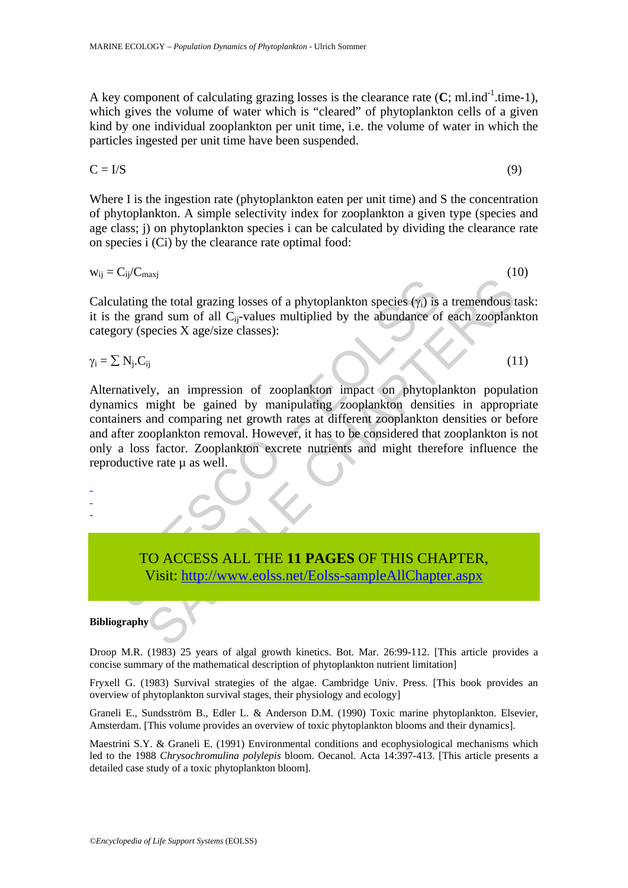A key component of calculating grazing losses is the clearance rate (**C**; ml.ind$^{-1}$.time-1), which gives the volume of water which is "cleared" of phytoplankton cells of a given kind by one individual zooplankton per unit time, i.e. the volume of water in which the particles ingested per unit time have been suspended.

$$C = I/S \tag{9}$$

Where I is the ingestion rate (phytoplankton eaten per unit time) and S the concentration of phytoplankton. A simple selectivity index for zooplankton a given type (species and age class; j) on phytoplankton species i can be calculated by dividing the clearance rate on species i (Ci) by the clearance rate optimal food:

$$w_{ij} = C_{ij}/C_{maxj} \tag{10}$$

Calculating the total grazing losses of a phytoplankton species ($\gamma_i$) is a tremendous task: it is the grand sum of all $C_{ij}$-values multiplied by the abundance of each zooplankton category (species X age/size classes):

$$\gamma_i = \sum N_j.C_{ij} \tag{11}$$

Alternatively, an impression of zooplankton impact on phytoplankton population dynamics might be gained by manipulating zooplankton densities in appropriate containers and comparing net growth rates at different zooplankton densities or before and after zooplankton removal. However, it has to be considered that zooplankton is not only a loss factor. Zooplankton excrete nutrients and might therefore influence the reproductive rate μ as well.

-
-
-

TO ACCESS ALL THE **11 PAGES** OF THIS CHAPTER,
Visit: http://www.eolss.net/Eolss-sampleAllChapter.aspx

**Bibliography**

Droop M.R. (1983) 25 years of algal growth kinetics. Bot. Mar. 26:99-112. [This article provides a concise summary of the mathematical description of phytoplankton nutrient limitation]

Fryxell G. (1983) Survival strategies of the algae. Cambridge Univ. Press. [This book provides an overview of phytoplankton survival stages, their physiology and ecology]

Graneli E., Sundsström B., Edler L. & Anderson D.M. (1990) Toxic marine phytoplankton. Elsevier, Amsterdam. [This volume provides an overview of toxic phytoplankton blooms and their dynamics].

Maestrini S.Y. & Graneli E. (1991) Environmental conditions and ecophysiological mechanisms which led to the 1988 *Chrysochromulina polylepis* bloom. Oecanol. Acta 14:397-413. [This article presents a detailed case study of a toxic phytoplankton bloom].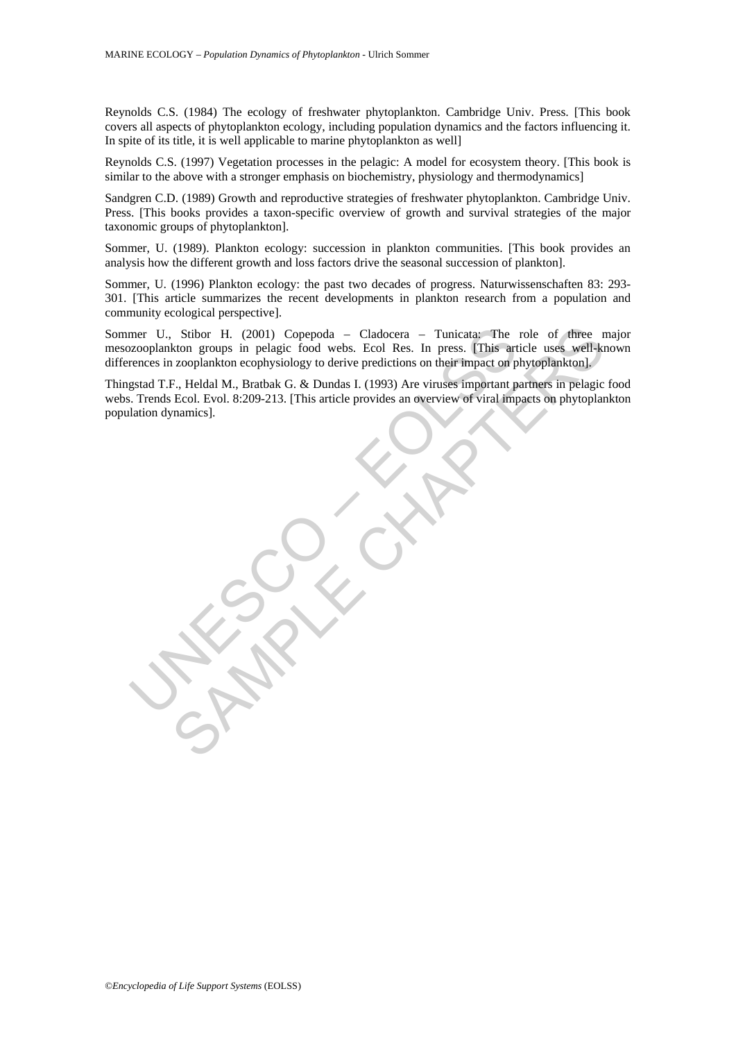Reynolds C.S. (1984) The ecology of freshwater phytoplankton. Cambridge Univ. Press. [This book covers all aspects of phytoplankton ecology, including population dynamics and the factors influencing it. In spite of its title, it is well applicable to marine phytoplankton as well]

Reynolds C.S. (1997) Vegetation processes in the pelagic: A model for ecosystem theory. [This book is similar to the above with a stronger emphasis on biochemistry, physiology and thermodynamics]

Sandgren C.D. (1989) Growth and reproductive strategies of freshwater phytoplankton. Cambridge Univ. Press. [This books provides a taxon-specific overview of growth and survival strategies of the major taxonomic groups of phytoplankton].

Sommer, U. (1989). Plankton ecology: succession in plankton communities. [This book provides an analysis how the different growth and loss factors drive the seasonal succession of plankton].

Sommer, U. (1996) Plankton ecology: the past two decades of progress. Naturwissenschaften 83: 293-301. [This article summarizes the recent developments in plankton research from a population and community ecological perspective].

Sommer U., Stibor H. (2001) Copepoda – Cladocera – Tunicata: The role of three major mesozooplankton groups in pelagic food webs. Ecol Res. In press. [This article uses well-known differences in zooplankton ecophysiology to derive predictions on their impact on phytoplankton].

Thingstad T.F., Heldal M., Bratbak G. & Dundas I. (1993) Are viruses important partners in pelagic food webs. Trends Ecol. Evol. 8:209-213. [This article provides an overview of viral impacts on phytoplankton population dynamics].